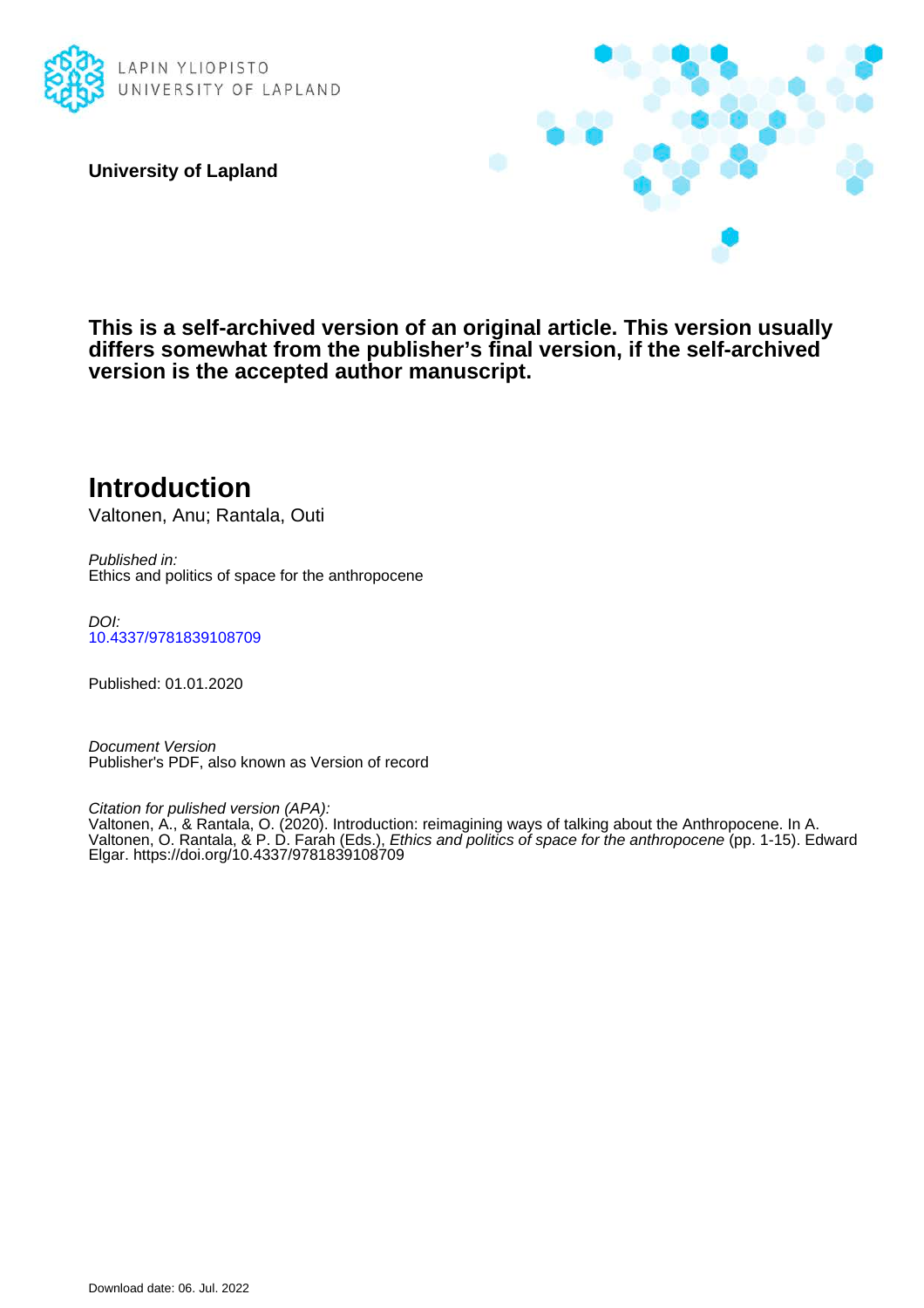LAPIN YLIOPISTO
UNIVERSITY OF LAPLAND

**University of Lapland**

**This is a self-archived version of an original article. This version usually differs somewhat from the publisher's final version, if the self-archived version is the accepted author manuscript.**

# Introduction

Valtonen, Anu; Rantala, Outi

*Published in:*
Ethics and politics of space for the anthropocene

*DOI:*
10.4337/9781839108709

Published: 01.01.2020

*Document Version*
Publisher's PDF, also known as Version of record

*Citation for pulished version (APA):*
Valtonen, A., & Rantala, O. (2020). Introduction: reimagining ways of talking about the Anthropocene. In A. Valtonen, O. Rantala, & P. D. Farah (Eds.), *Ethics and politics of space for the anthropocene* (pp. 1-15). Edward Elgar. https://doi.org/10.4337/9781839108709

Download date: 06. Jul. 2022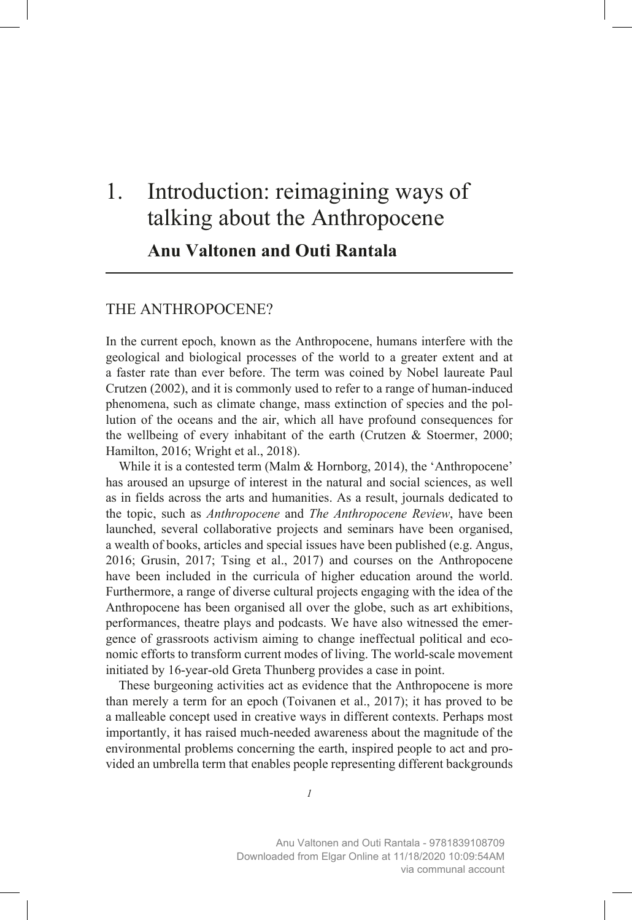# 1. Introduction: reimagining ways of talking about the Anthropocene

**Anu Valtonen and Outi Rantala**

## THE ANTHROPOCENE?

In the current epoch, known as the Anthropocene, humans interfere with the geological and biological processes of the world to a greater extent and at a faster rate than ever before. The term was coined by Nobel laureate Paul Crutzen (2002), and it is commonly used to refer to a range of human-induced phenomena, such as climate change, mass extinction of species and the pollution of the oceans and the air, which all have profound consequences for the wellbeing of every inhabitant of the earth (Crutzen & Stoermer, 2000; Hamilton, 2016; Wright et al., 2018).

While it is a contested term (Malm & Hornborg, 2014), the 'Anthropocene' has aroused an upsurge of interest in the natural and social sciences, as well as in fields across the arts and humanities. As a result, journals dedicated to the topic, such as *Anthropocene* and *The Anthropocene Review*, have been launched, several collaborative projects and seminars have been organised, a wealth of books, articles and special issues have been published (e.g. Angus, 2016; Grusin, 2017; Tsing et al., 2017) and courses on the Anthropocene have been included in the curricula of higher education around the world. Furthermore, a range of diverse cultural projects engaging with the idea of the Anthropocene has been organised all over the globe, such as art exhibitions, performances, theatre plays and podcasts. We have also witnessed the emergence of grassroots activism aiming to change ineffectual political and economic efforts to transform current modes of living. The world-scale movement initiated by 16-year-old Greta Thunberg provides a case in point.

These burgeoning activities act as evidence that the Anthropocene is more than merely a term for an epoch (Toivanen et al., 2017); it has proved to be a malleable concept used in creative ways in different contexts. Perhaps most importantly, it has raised much-needed awareness about the magnitude of the environmental problems concerning the earth, inspired people to act and provided an umbrella term that enables people representing different backgrounds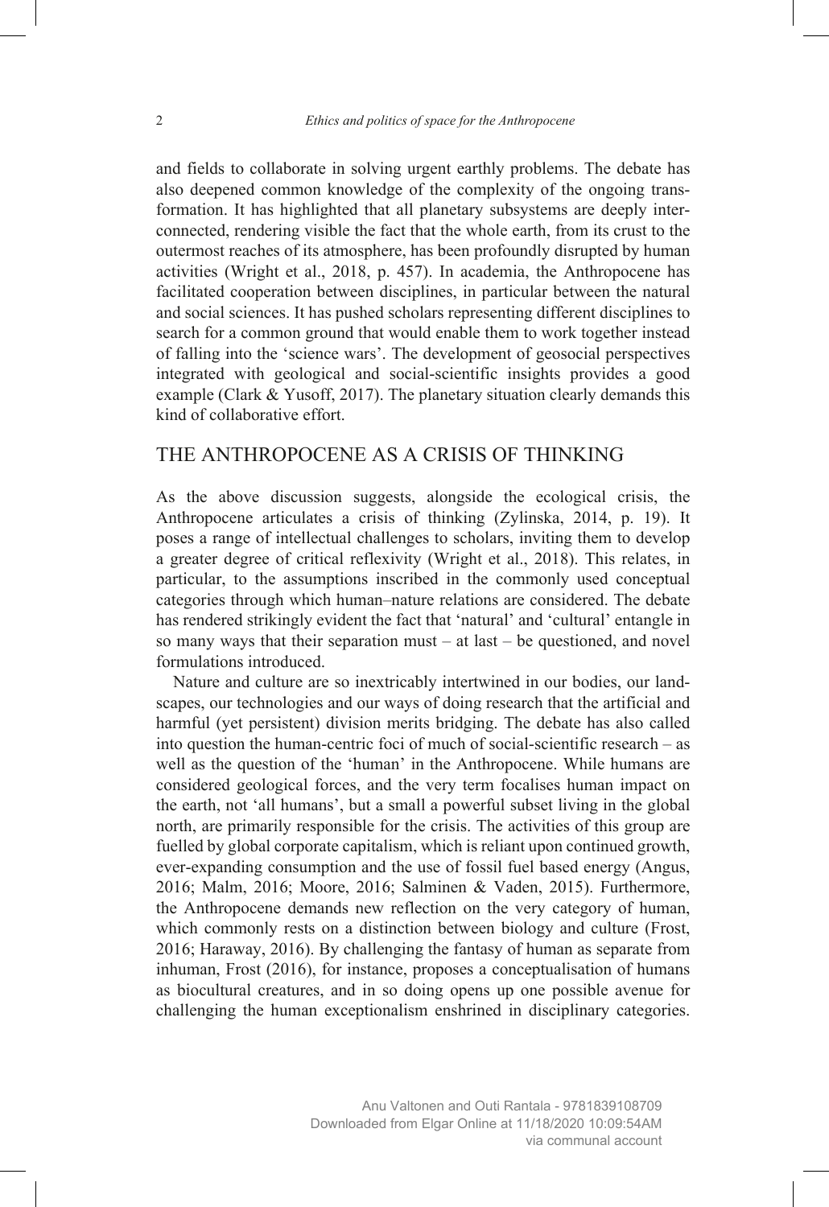and fields to collaborate in solving urgent earthly problems. The debate has also deepened common knowledge of the complexity of the ongoing transformation. It has highlighted that all planetary subsystems are deeply interconnected, rendering visible the fact that the whole earth, from its crust to the outermost reaches of its atmosphere, has been profoundly disrupted by human activities (Wright et al., 2018, p. 457). In academia, the Anthropocene has facilitated cooperation between disciplines, in particular between the natural and social sciences. It has pushed scholars representing different disciplines to search for a common ground that would enable them to work together instead of falling into the 'science wars'. The development of geosocial perspectives integrated with geological and social-scientific insights provides a good example (Clark & Yusoff, 2017). The planetary situation clearly demands this kind of collaborative effort.

## THE ANTHROPOCENE AS A CRISIS OF THINKING

As the above discussion suggests, alongside the ecological crisis, the Anthropocene articulates a crisis of thinking (Zylinska, 2014, p. 19). It poses a range of intellectual challenges to scholars, inviting them to develop a greater degree of critical reflexivity (Wright et al., 2018). This relates, in particular, to the assumptions inscribed in the commonly used conceptual categories through which human–nature relations are considered. The debate has rendered strikingly evident the fact that 'natural' and 'cultural' entangle in so many ways that their separation must – at last – be questioned, and novel formulations introduced.

Nature and culture are so inextricably intertwined in our bodies, our landscapes, our technologies and our ways of doing research that the artificial and harmful (yet persistent) division merits bridging. The debate has also called into question the human-centric foci of much of social-scientific research – as well as the question of the 'human' in the Anthropocene. While humans are considered geological forces, and the very term focalises human impact on the earth, not 'all humans', but a small a powerful subset living in the global north, are primarily responsible for the crisis. The activities of this group are fuelled by global corporate capitalism, which is reliant upon continued growth, ever-expanding consumption and the use of fossil fuel based energy (Angus, 2016; Malm, 2016; Moore, 2016; Salminen & Vaden, 2015). Furthermore, the Anthropocene demands new reflection on the very category of human, which commonly rests on a distinction between biology and culture (Frost, 2016; Haraway, 2016). By challenging the fantasy of human as separate from inhuman, Frost (2016), for instance, proposes a conceptualisation of humans as biocultural creatures, and in so doing opens up one possible avenue for challenging the human exceptionalism enshrined in disciplinary categories.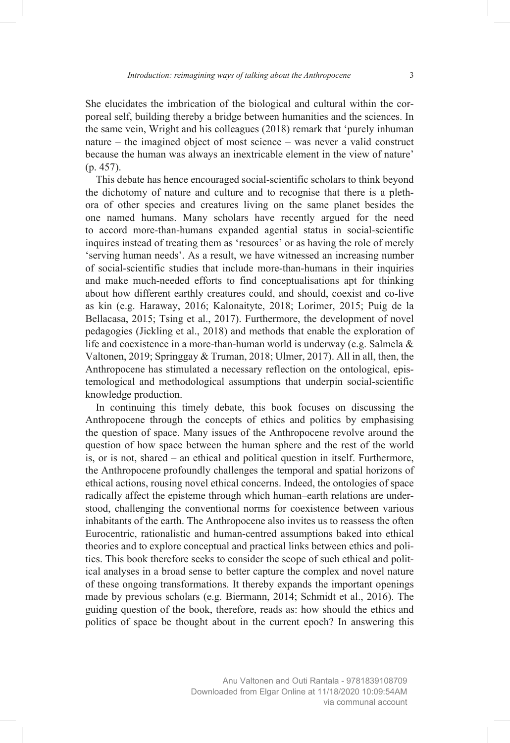She elucidates the imbrication of the biological and cultural within the corporeal self, building thereby a bridge between humanities and the sciences. In the same vein, Wright and his colleagues (2018) remark that 'purely inhuman nature – the imagined object of most science – was never a valid construct because the human was always an inextricable element in the view of nature' (p. 457).

This debate has hence encouraged social-scientific scholars to think beyond the dichotomy of nature and culture and to recognise that there is a plethora of other species and creatures living on the same planet besides the one named humans. Many scholars have recently argued for the need to accord more-than-humans expanded agential status in social-scientific inquires instead of treating them as 'resources' or as having the role of merely 'serving human needs'. As a result, we have witnessed an increasing number of social-scientific studies that include more-than-humans in their inquiries and make much-needed efforts to find conceptualisations apt for thinking about how different earthly creatures could, and should, coexist and co-live as kin (e.g. Haraway, 2016; Kalonaityte, 2018; Lorimer, 2015; Puig de la Bellacasa, 2015; Tsing et al., 2017). Furthermore, the development of novel pedagogies (Jickling et al., 2018) and methods that enable the exploration of life and coexistence in a more-than-human world is underway (e.g. Salmela & Valtonen, 2019; Springgay & Truman, 2018; Ulmer, 2017). All in all, then, the Anthropocene has stimulated a necessary reflection on the ontological, epistemological and methodological assumptions that underpin social-scientific knowledge production.

In continuing this timely debate, this book focuses on discussing the Anthropocene through the concepts of ethics and politics by emphasising the question of space. Many issues of the Anthropocene revolve around the question of how space between the human sphere and the rest of the world is, or is not, shared – an ethical and political question in itself. Furthermore, the Anthropocene profoundly challenges the temporal and spatial horizons of ethical actions, rousing novel ethical concerns. Indeed, the ontologies of space radically affect the episteme through which human–earth relations are understood, challenging the conventional norms for coexistence between various inhabitants of the earth. The Anthropocene also invites us to reassess the often Eurocentric, rationalistic and human-centred assumptions baked into ethical theories and to explore conceptual and practical links between ethics and politics. This book therefore seeks to consider the scope of such ethical and political analyses in a broad sense to better capture the complex and novel nature of these ongoing transformations. It thereby expands the important openings made by previous scholars (e.g. Biermann, 2014; Schmidt et al., 2016). The guiding question of the book, therefore, reads as: how should the ethics and politics of space be thought about in the current epoch? In answering this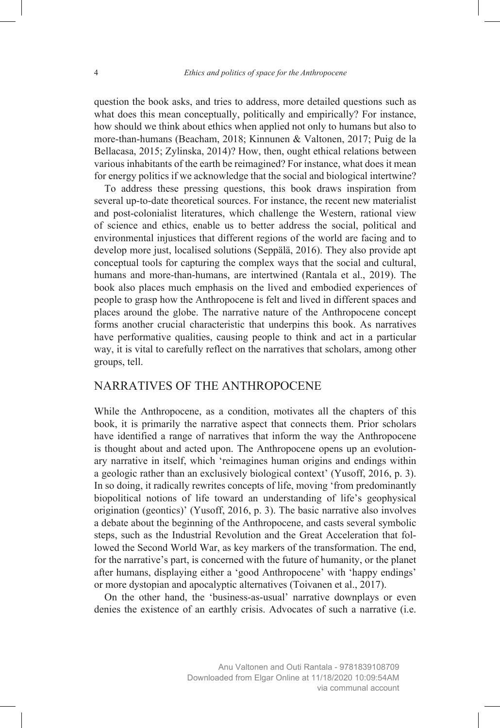question the book asks, and tries to address, more detailed questions such as what does this mean conceptually, politically and empirically? For instance, how should we think about ethics when applied not only to humans but also to more-than-humans (Beacham, 2018; Kinnunen & Valtonen, 2017; Puig de la Bellacasa, 2015; Zylinska, 2014)? How, then, ought ethical relations between various inhabitants of the earth be reimagined? For instance, what does it mean for energy politics if we acknowledge that the social and biological intertwine?

To address these pressing questions, this book draws inspiration from several up-to-date theoretical sources. For instance, the recent new materialist and post-colonialist literatures, which challenge the Western, rational view of science and ethics, enable us to better address the social, political and environmental injustices that different regions of the world are facing and to develop more just, localised solutions (Seppälä, 2016). They also provide apt conceptual tools for capturing the complex ways that the social and cultural, humans and more-than-humans, are intertwined (Rantala et al., 2019). The book also places much emphasis on the lived and embodied experiences of people to grasp how the Anthropocene is felt and lived in different spaces and places around the globe. The narrative nature of the Anthropocene concept forms another crucial characteristic that underpins this book. As narratives have performative qualities, causing people to think and act in a particular way, it is vital to carefully reflect on the narratives that scholars, among other groups, tell.

## NARRATIVES OF THE ANTHROPOCENE

While the Anthropocene, as a condition, motivates all the chapters of this book, it is primarily the narrative aspect that connects them. Prior scholars have identified a range of narratives that inform the way the Anthropocene is thought about and acted upon. The Anthropocene opens up an evolutionary narrative in itself, which 'reimagines human origins and endings within a geologic rather than an exclusively biological context' (Yusoff, 2016, p. 3). In so doing, it radically rewrites concepts of life, moving 'from predominantly biopolitical notions of life toward an understanding of life's geophysical origination (geontics)' (Yusoff, 2016, p. 3). The basic narrative also involves a debate about the beginning of the Anthropocene, and casts several symbolic steps, such as the Industrial Revolution and the Great Acceleration that followed the Second World War, as key markers of the transformation. The end, for the narrative's part, is concerned with the future of humanity, or the planet after humans, displaying either a 'good Anthropocene' with 'happy endings' or more dystopian and apocalyptic alternatives (Toivanen et al., 2017).

On the other hand, the 'business-as-usual' narrative downplays or even denies the existence of an earthly crisis. Advocates of such a narrative (i.e.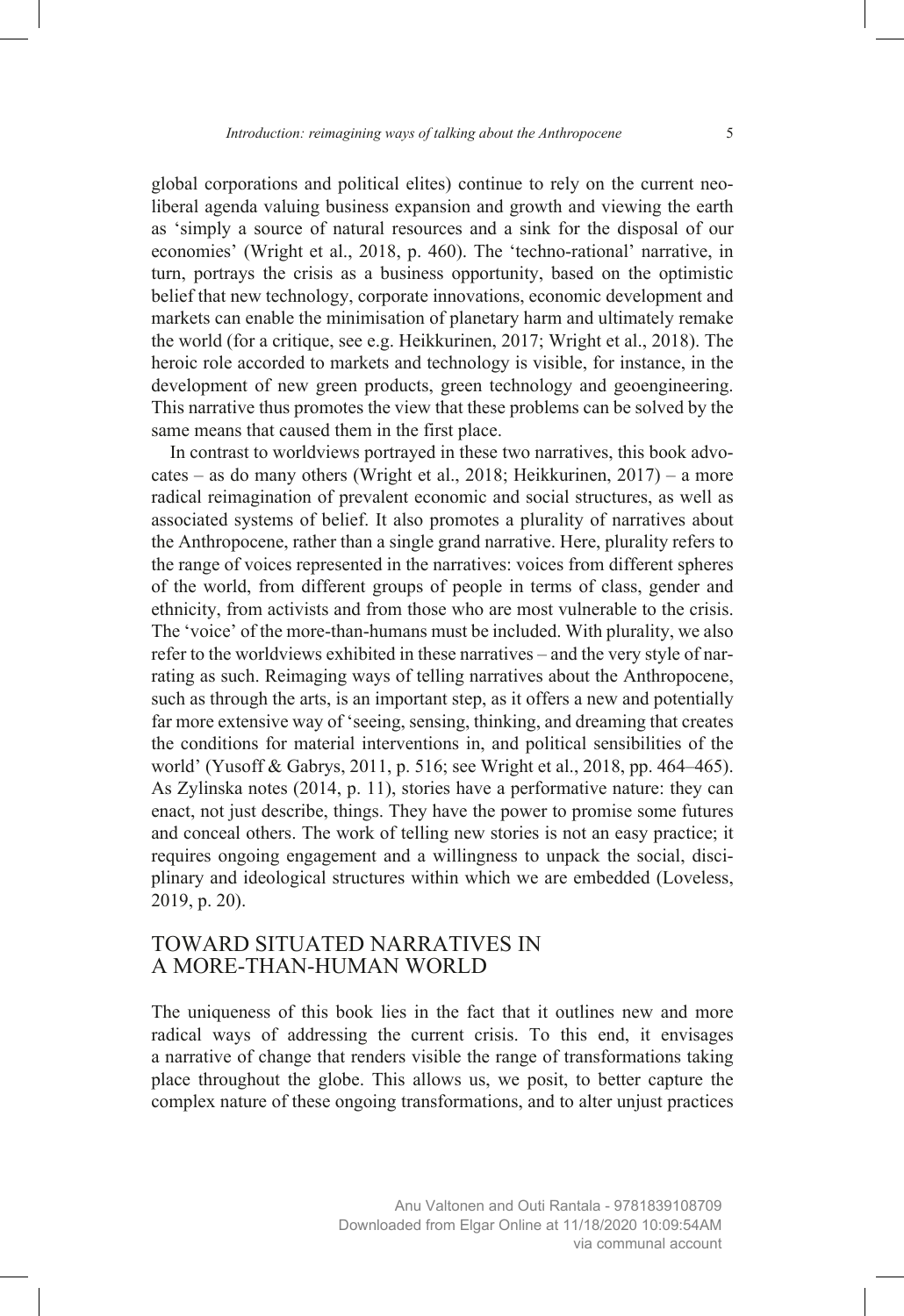global corporations and political elites) continue to rely on the current neoliberal agenda valuing business expansion and growth and viewing the earth as 'simply a source of natural resources and a sink for the disposal of our economies' (Wright et al., 2018, p. 460). The 'techno-rational' narrative, in turn, portrays the crisis as a business opportunity, based on the optimistic belief that new technology, corporate innovations, economic development and markets can enable the minimisation of planetary harm and ultimately remake the world (for a critique, see e.g. Heikkurinen, 2017; Wright et al., 2018). The heroic role accorded to markets and technology is visible, for instance, in the development of new green products, green technology and geoengineering. This narrative thus promotes the view that these problems can be solved by the same means that caused them in the first place.

In contrast to worldviews portrayed in these two narratives, this book advocates – as do many others (Wright et al., 2018; Heikkurinen, 2017) – a more radical reimagination of prevalent economic and social structures, as well as associated systems of belief. It also promotes a plurality of narratives about the Anthropocene, rather than a single grand narrative. Here, plurality refers to the range of voices represented in the narratives: voices from different spheres of the world, from different groups of people in terms of class, gender and ethnicity, from activists and from those who are most vulnerable to the crisis. The 'voice' of the more-than-humans must be included. With plurality, we also refer to the worldviews exhibited in these narratives – and the very style of narrating as such. Reimaging ways of telling narratives about the Anthropocene, such as through the arts, is an important step, as it offers a new and potentially far more extensive way of 'seeing, sensing, thinking, and dreaming that creates the conditions for material interventions in, and political sensibilities of the world' (Yusoff & Gabrys, 2011, p. 516; see Wright et al., 2018, pp. 464–465). As Zylinska notes (2014, p. 11), stories have a performative nature: they can enact, not just describe, things. They have the power to promise some futures and conceal others. The work of telling new stories is not an easy practice; it requires ongoing engagement and a willingness to unpack the social, disciplinary and ideological structures within which we are embedded (Loveless, 2019, p. 20).

## TOWARD SITUATED NARRATIVES IN A MORE-THAN-HUMAN WORLD

The uniqueness of this book lies in the fact that it outlines new and more radical ways of addressing the current crisis. To this end, it envisages a narrative of change that renders visible the range of transformations taking place throughout the globe. This allows us, we posit, to better capture the complex nature of these ongoing transformations, and to alter unjust practices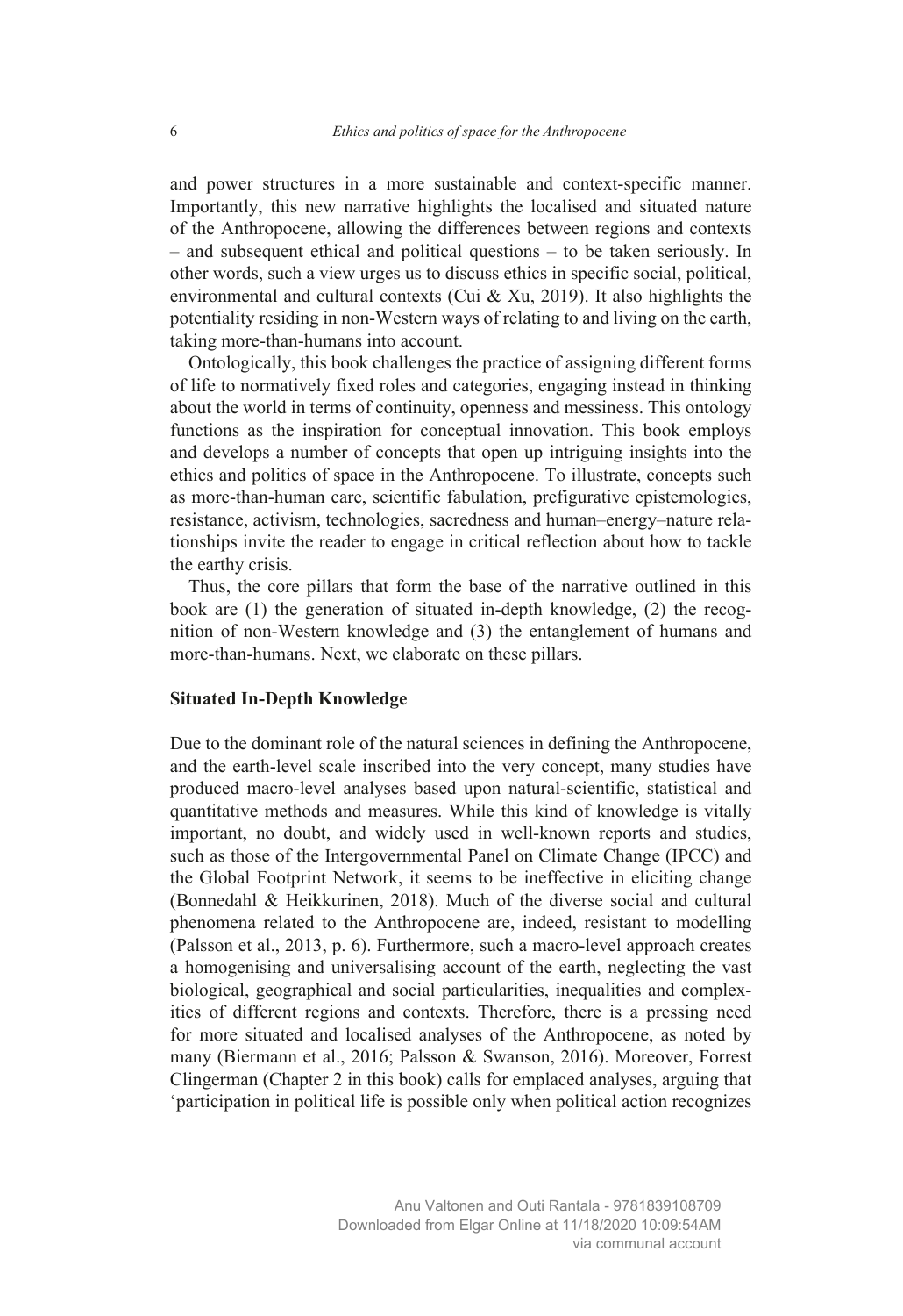and power structures in a more sustainable and context-specific manner. Importantly, this new narrative highlights the localised and situated nature of the Anthropocene, allowing the differences between regions and contexts – and subsequent ethical and political questions – to be taken seriously. In other words, such a view urges us to discuss ethics in specific social, political, environmental and cultural contexts (Cui & Xu, 2019). It also highlights the potentiality residing in non-Western ways of relating to and living on the earth, taking more-than-humans into account.

Ontologically, this book challenges the practice of assigning different forms of life to normatively fixed roles and categories, engaging instead in thinking about the world in terms of continuity, openness and messiness. This ontology functions as the inspiration for conceptual innovation. This book employs and develops a number of concepts that open up intriguing insights into the ethics and politics of space in the Anthropocene. To illustrate, concepts such as more-than-human care, scientific fabulation, prefigurative epistemologies, resistance, activism, technologies, sacredness and human–energy–nature relationships invite the reader to engage in critical reflection about how to tackle the earthy crisis.

Thus, the core pillars that form the base of the narrative outlined in this book are (1) the generation of situated in-depth knowledge, (2) the recognition of non-Western knowledge and (3) the entanglement of humans and more-than-humans. Next, we elaborate on these pillars.

## Situated In-Depth Knowledge

Due to the dominant role of the natural sciences in defining the Anthropocene, and the earth-level scale inscribed into the very concept, many studies have produced macro-level analyses based upon natural-scientific, statistical and quantitative methods and measures. While this kind of knowledge is vitally important, no doubt, and widely used in well-known reports and studies, such as those of the Intergovernmental Panel on Climate Change (IPCC) and the Global Footprint Network, it seems to be ineffective in eliciting change (Bonnedahl & Heikkurinen, 2018). Much of the diverse social and cultural phenomena related to the Anthropocene are, indeed, resistant to modelling (Palsson et al., 2013, p. 6). Furthermore, such a macro-level approach creates a homogenising and universalising account of the earth, neglecting the vast biological, geographical and social particularities, inequalities and complexities of different regions and contexts. Therefore, there is a pressing need for more situated and localised analyses of the Anthropocene, as noted by many (Biermann et al., 2016; Palsson & Swanson, 2016). Moreover, Forrest Clingerman (Chapter 2 in this book) calls for emplaced analyses, arguing that 'participation in political life is possible only when political action recognizes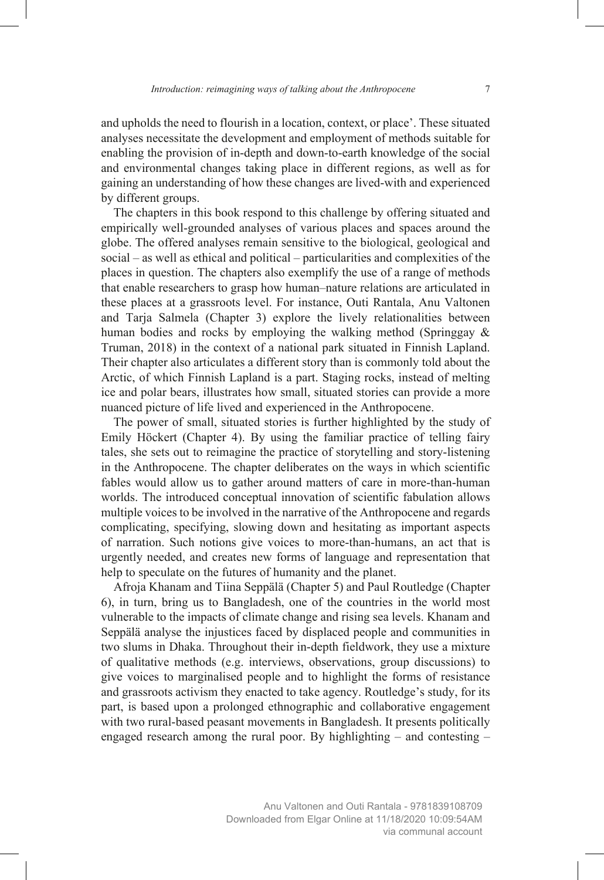and upholds the need to flourish in a location, context, or place'. These situated analyses necessitate the development and employment of methods suitable for enabling the provision of in-depth and down-to-earth knowledge of the social and environmental changes taking place in different regions, as well as for gaining an understanding of how these changes are lived-with and experienced by different groups.

The chapters in this book respond to this challenge by offering situated and empirically well-grounded analyses of various places and spaces around the globe. The offered analyses remain sensitive to the biological, geological and social – as well as ethical and political – particularities and complexities of the places in question. The chapters also exemplify the use of a range of methods that enable researchers to grasp how human–nature relations are articulated in these places at a grassroots level. For instance, Outi Rantala, Anu Valtonen and Tarja Salmela (Chapter 3) explore the lively relationalities between human bodies and rocks by employing the walking method (Springgay & Truman, 2018) in the context of a national park situated in Finnish Lapland. Their chapter also articulates a different story than is commonly told about the Arctic, of which Finnish Lapland is a part. Staging rocks, instead of melting ice and polar bears, illustrates how small, situated stories can provide a more nuanced picture of life lived and experienced in the Anthropocene.

The power of small, situated stories is further highlighted by the study of Emily Höckert (Chapter 4). By using the familiar practice of telling fairy tales, she sets out to reimagine the practice of storytelling and story-listening in the Anthropocene. The chapter deliberates on the ways in which scientific fables would allow us to gather around matters of care in more-than-human worlds. The introduced conceptual innovation of scientific fabulation allows multiple voices to be involved in the narrative of the Anthropocene and regards complicating, specifying, slowing down and hesitating as important aspects of narration. Such notions give voices to more-than-humans, an act that is urgently needed, and creates new forms of language and representation that help to speculate on the futures of humanity and the planet.

Afroja Khanam and Tiina Seppälä (Chapter 5) and Paul Routledge (Chapter 6), in turn, bring us to Bangladesh, one of the countries in the world most vulnerable to the impacts of climate change and rising sea levels. Khanam and Seppälä analyse the injustices faced by displaced people and communities in two slums in Dhaka. Throughout their in-depth fieldwork, they use a mixture of qualitative methods (e.g. interviews, observations, group discussions) to give voices to marginalised people and to highlight the forms of resistance and grassroots activism they enacted to take agency. Routledge's study, for its part, is based upon a prolonged ethnographic and collaborative engagement with two rural-based peasant movements in Bangladesh. It presents politically engaged research among the rural poor. By highlighting – and contesting –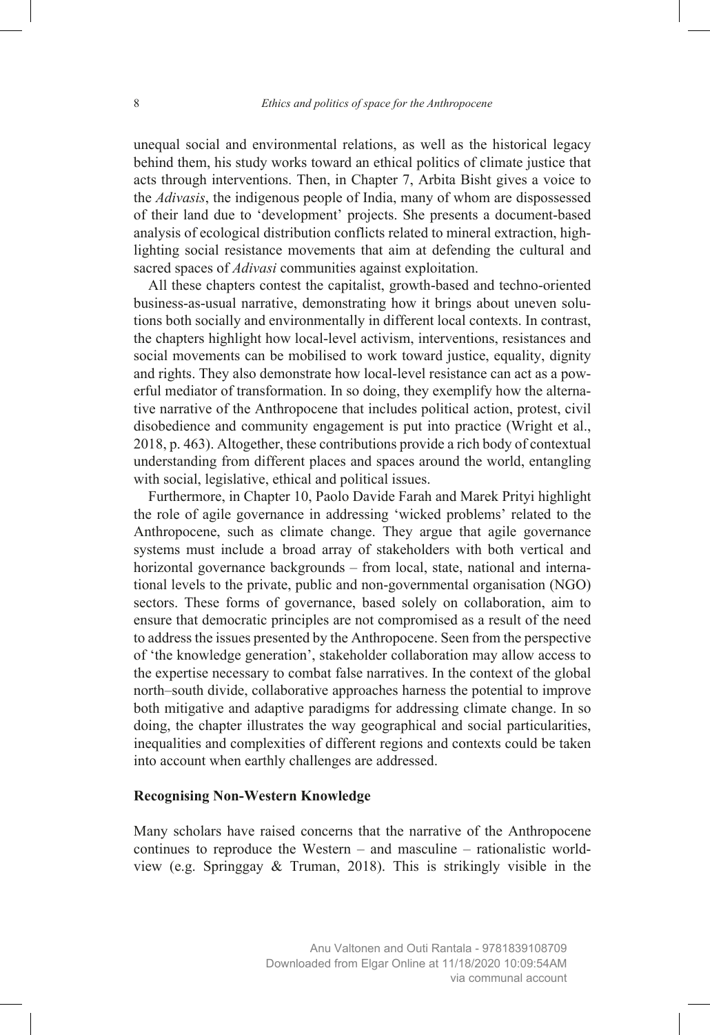unequal social and environmental relations, as well as the historical legacy behind them, his study works toward an ethical politics of climate justice that acts through interventions. Then, in Chapter 7, Arbita Bisht gives a voice to the *Adivasis*, the indigenous people of India, many of whom are dispossessed of their land due to 'development' projects. She presents a document-based analysis of ecological distribution conflicts related to mineral extraction, highlighting social resistance movements that aim at defending the cultural and sacred spaces of *Adivasi* communities against exploitation.

All these chapters contest the capitalist, growth-based and techno-oriented business-as-usual narrative, demonstrating how it brings about uneven solutions both socially and environmentally in different local contexts. In contrast, the chapters highlight how local-level activism, interventions, resistances and social movements can be mobilised to work toward justice, equality, dignity and rights. They also demonstrate how local-level resistance can act as a powerful mediator of transformation. In so doing, they exemplify how the alternative narrative of the Anthropocene that includes political action, protest, civil disobedience and community engagement is put into practice (Wright et al., 2018, p. 463). Altogether, these contributions provide a rich body of contextual understanding from different places and spaces around the world, entangling with social, legislative, ethical and political issues.

Furthermore, in Chapter 10, Paolo Davide Farah and Marek Prityi highlight the role of agile governance in addressing 'wicked problems' related to the Anthropocene, such as climate change. They argue that agile governance systems must include a broad array of stakeholders with both vertical and horizontal governance backgrounds – from local, state, national and international levels to the private, public and non-governmental organisation (NGO) sectors. These forms of governance, based solely on collaboration, aim to ensure that democratic principles are not compromised as a result of the need to address the issues presented by the Anthropocene. Seen from the perspective of 'the knowledge generation', stakeholder collaboration may allow access to the expertise necessary to combat false narratives. In the context of the global north–south divide, collaborative approaches harness the potential to improve both mitigative and adaptive paradigms for addressing climate change. In so doing, the chapter illustrates the way geographical and social particularities, inequalities and complexities of different regions and contexts could be taken into account when earthly challenges are addressed.

### Recognising Non-Western Knowledge

Many scholars have raised concerns that the narrative of the Anthropocene continues to reproduce the Western – and masculine – rationalistic worldview (e.g. Springgay & Truman, 2018). This is strikingly visible in the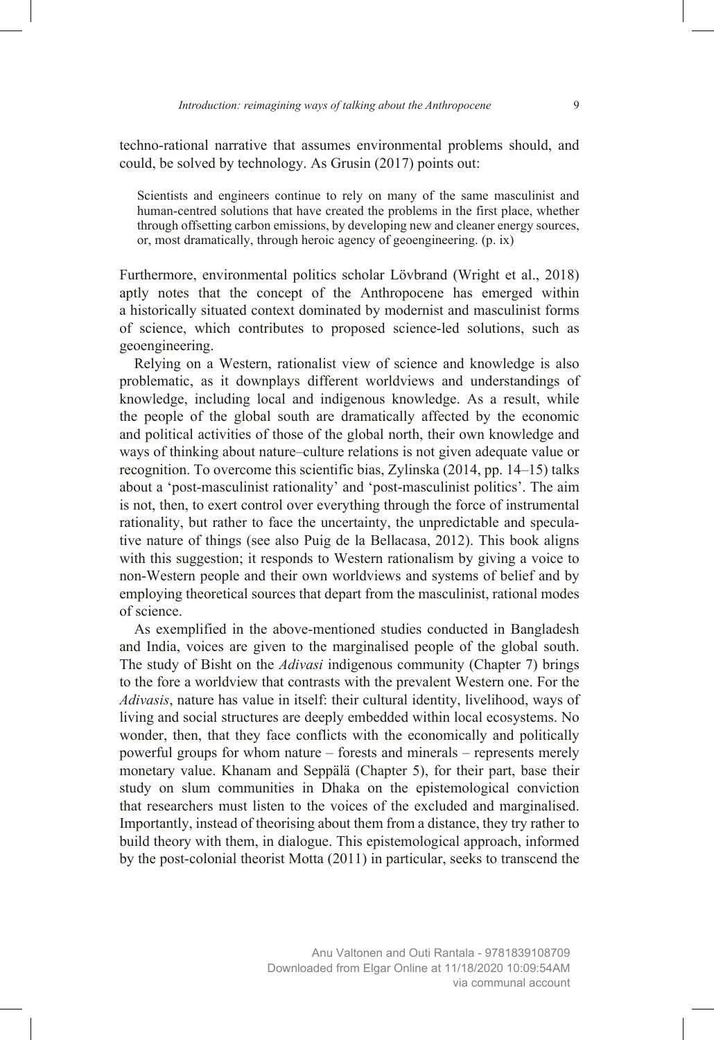techno-rational narrative that assumes environmental problems should, and could, be solved by technology. As Grusin (2017) points out:

> Scientists and engineers continue to rely on many of the same masculinist and human-centred solutions that have created the problems in the first place, whether through offsetting carbon emissions, by developing new and cleaner energy sources, or, most dramatically, through heroic agency of geoengineering. (p. ix)

Furthermore, environmental politics scholar Lövbrand (Wright et al., 2018) aptly notes that the concept of the Anthropocene has emerged within a historically situated context dominated by modernist and masculinist forms of science, which contributes to proposed science-led solutions, such as geoengineering.

Relying on a Western, rationalist view of science and knowledge is also problematic, as it downplays different worldviews and understandings of knowledge, including local and indigenous knowledge. As a result, while the people of the global south are dramatically affected by the economic and political activities of those of the global north, their own knowledge and ways of thinking about nature–culture relations is not given adequate value or recognition. To overcome this scientific bias, Zylinska (2014, pp. 14–15) talks about a 'post-masculinist rationality' and 'post-masculinist politics'. The aim is not, then, to exert control over everything through the force of instrumental rationality, but rather to face the uncertainty, the unpredictable and speculative nature of things (see also Puig de la Bellacasa, 2012). This book aligns with this suggestion; it responds to Western rationalism by giving a voice to non-Western people and their own worldviews and systems of belief and by employing theoretical sources that depart from the masculinist, rational modes of science.

As exemplified in the above-mentioned studies conducted in Bangladesh and India, voices are given to the marginalised people of the global south. The study of Bisht on the *Adivasi* indigenous community (Chapter 7) brings to the fore a worldview that contrasts with the prevalent Western one. For the *Adivasis*, nature has value in itself: their cultural identity, livelihood, ways of living and social structures are deeply embedded within local ecosystems. No wonder, then, that they face conflicts with the economically and politically powerful groups for whom nature – forests and minerals – represents merely monetary value. Khanam and Seppälä (Chapter 5), for their part, base their study on slum communities in Dhaka on the epistemological conviction that researchers must listen to the voices of the excluded and marginalised. Importantly, instead of theorising about them from a distance, they try rather to build theory with them, in dialogue. This epistemological approach, informed by the post-colonial theorist Motta (2011) in particular, seeks to transcend the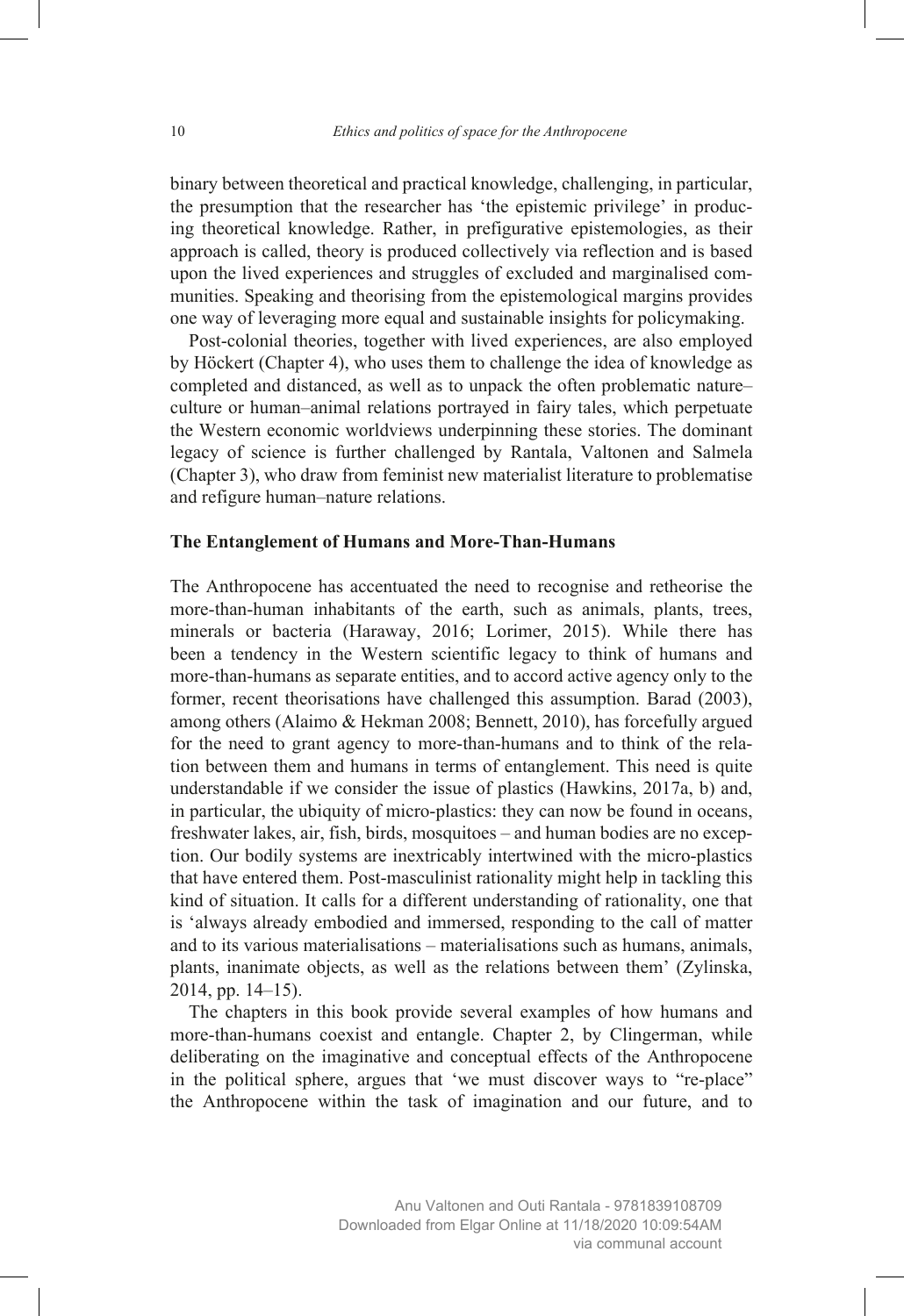binary between theoretical and practical knowledge, challenging, in particular, the presumption that the researcher has 'the epistemic privilege' in producing theoretical knowledge. Rather, in prefigurative epistemologies, as their approach is called, theory is produced collectively via reflection and is based upon the lived experiences and struggles of excluded and marginalised communities. Speaking and theorising from the epistemological margins provides one way of leveraging more equal and sustainable insights for policymaking.

Post-colonial theories, together with lived experiences, are also employed by Höckert (Chapter 4), who uses them to challenge the idea of knowledge as completed and distanced, as well as to unpack the often problematic nature–culture or human–animal relations portrayed in fairy tales, which perpetuate the Western economic worldviews underpinning these stories. The dominant legacy of science is further challenged by Rantala, Valtonen and Salmela (Chapter 3), who draw from feminist new materialist literature to problematise and refigure human–nature relations.

## The Entanglement of Humans and More-Than-Humans

The Anthropocene has accentuated the need to recognise and retheorise the more-than-human inhabitants of the earth, such as animals, plants, trees, minerals or bacteria (Haraway, 2016; Lorimer, 2015). While there has been a tendency in the Western scientific legacy to think of humans and more-than-humans as separate entities, and to accord active agency only to the former, recent theorisations have challenged this assumption. Barad (2003), among others (Alaimo & Hekman 2008; Bennett, 2010), has forcefully argued for the need to grant agency to more-than-humans and to think of the relation between them and humans in terms of entanglement. This need is quite understandable if we consider the issue of plastics (Hawkins, 2017a, b) and, in particular, the ubiquity of micro-plastics: they can now be found in oceans, freshwater lakes, air, fish, birds, mosquitoes – and human bodies are no exception. Our bodily systems are inextricably intertwined with the micro-plastics that have entered them. Post-masculinist rationality might help in tackling this kind of situation. It calls for a different understanding of rationality, one that is 'always already embodied and immersed, responding to the call of matter and to its various materialisations – materialisations such as humans, animals, plants, inanimate objects, as well as the relations between them' (Zylinska, 2014, pp. 14–15).

The chapters in this book provide several examples of how humans and more-than-humans coexist and entangle. Chapter 2, by Clingerman, while deliberating on the imaginative and conceptual effects of the Anthropocene in the political sphere, argues that 'we must discover ways to "re-place" the Anthropocene within the task of imagination and our future, and to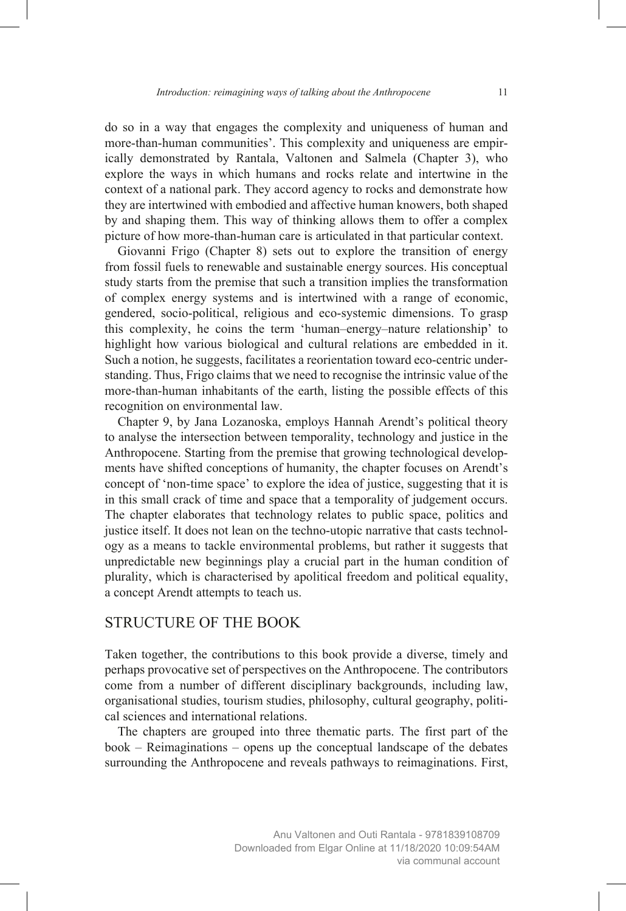do so in a way that engages the complexity and uniqueness of human and more-than-human communities'. This complexity and uniqueness are empirically demonstrated by Rantala, Valtonen and Salmela (Chapter 3), who explore the ways in which humans and rocks relate and intertwine in the context of a national park. They accord agency to rocks and demonstrate how they are intertwined with embodied and affective human knowers, both shaped by and shaping them. This way of thinking allows them to offer a complex picture of how more-than-human care is articulated in that particular context.

Giovanni Frigo (Chapter 8) sets out to explore the transition of energy from fossil fuels to renewable and sustainable energy sources. His conceptual study starts from the premise that such a transition implies the transformation of complex energy systems and is intertwined with a range of economic, gendered, socio-political, religious and eco-systemic dimensions. To grasp this complexity, he coins the term 'human–energy–nature relationship' to highlight how various biological and cultural relations are embedded in it. Such a notion, he suggests, facilitates a reorientation toward eco-centric understanding. Thus, Frigo claims that we need to recognise the intrinsic value of the more-than-human inhabitants of the earth, listing the possible effects of this recognition on environmental law.

Chapter 9, by Jana Lozanoska, employs Hannah Arendt's political theory to analyse the intersection between temporality, technology and justice in the Anthropocene. Starting from the premise that growing technological developments have shifted conceptions of humanity, the chapter focuses on Arendt's concept of 'non-time space' to explore the idea of justice, suggesting that it is in this small crack of time and space that a temporality of judgement occurs. The chapter elaborates that technology relates to public space, politics and justice itself. It does not lean on the techno-utopic narrative that casts technology as a means to tackle environmental problems, but rather it suggests that unpredictable new beginnings play a crucial part in the human condition of plurality, which is characterised by apolitical freedom and political equality, a concept Arendt attempts to teach us.

## STRUCTURE OF THE BOOK

Taken together, the contributions to this book provide a diverse, timely and perhaps provocative set of perspectives on the Anthropocene. The contributors come from a number of different disciplinary backgrounds, including law, organisational studies, tourism studies, philosophy, cultural geography, political sciences and international relations.

The chapters are grouped into three thematic parts. The first part of the book – Reimaginations – opens up the conceptual landscape of the debates surrounding the Anthropocene and reveals pathways to reimaginations. First,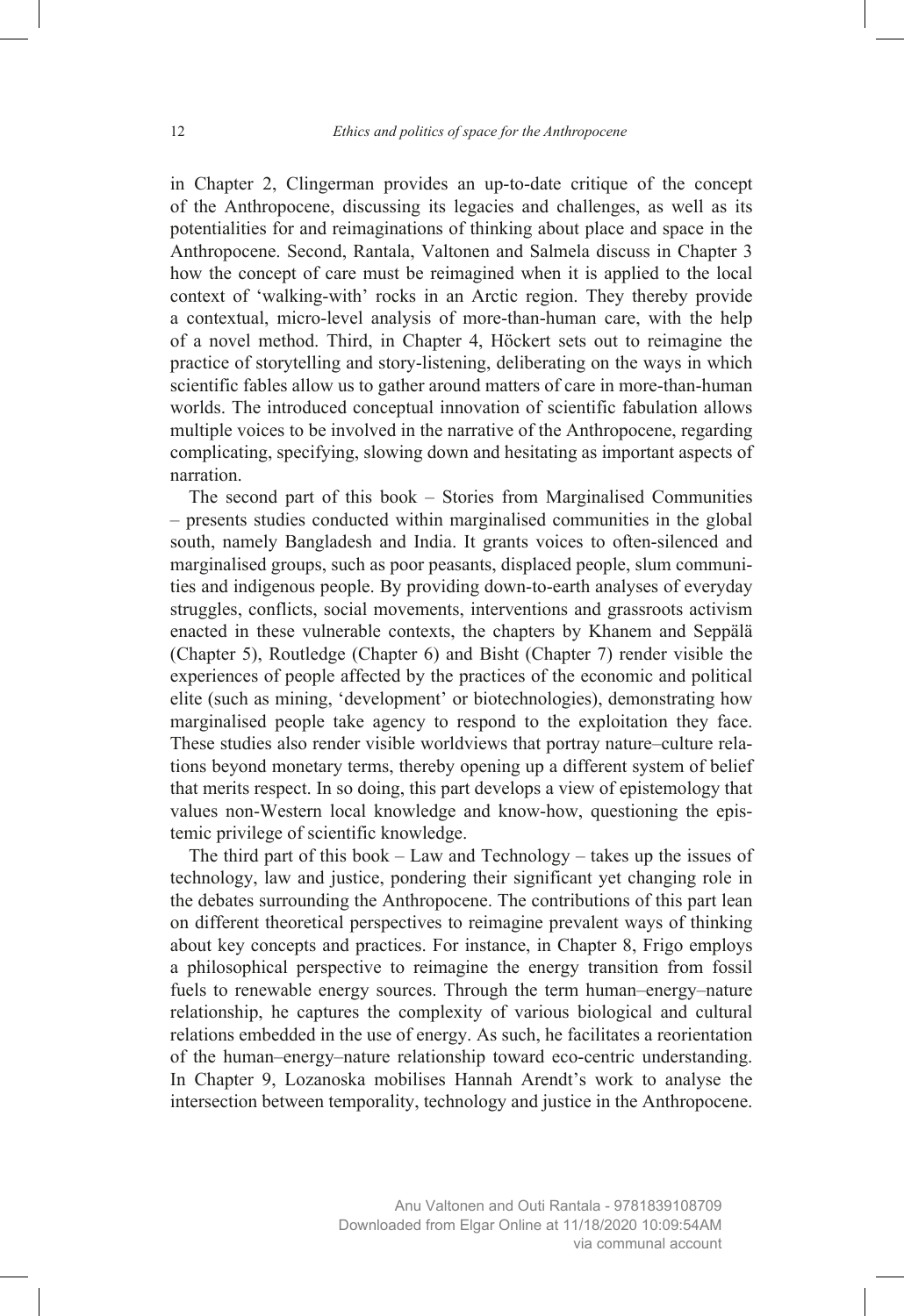in Chapter 2, Clingerman provides an up-to-date critique of the concept of the Anthropocene, discussing its legacies and challenges, as well as its potentialities for and reimaginations of thinking about place and space in the Anthropocene. Second, Rantala, Valtonen and Salmela discuss in Chapter 3 how the concept of care must be reimagined when it is applied to the local context of 'walking-with' rocks in an Arctic region. They thereby provide a contextual, micro-level analysis of more-than-human care, with the help of a novel method. Third, in Chapter 4, Höckert sets out to reimagine the practice of storytelling and story-listening, deliberating on the ways in which scientific fables allow us to gather around matters of care in more-than-human worlds. The introduced conceptual innovation of scientific fabulation allows multiple voices to be involved in the narrative of the Anthropocene, regarding complicating, specifying, slowing down and hesitating as important aspects of narration.

The second part of this book – Stories from Marginalised Communities – presents studies conducted within marginalised communities in the global south, namely Bangladesh and India. It grants voices to often-silenced and marginalised groups, such as poor peasants, displaced people, slum communities and indigenous people. By providing down-to-earth analyses of everyday struggles, conflicts, social movements, interventions and grassroots activism enacted in these vulnerable contexts, the chapters by Khanem and Seppälä (Chapter 5), Routledge (Chapter 6) and Bisht (Chapter 7) render visible the experiences of people affected by the practices of the economic and political elite (such as mining, 'development' or biotechnologies), demonstrating how marginalised people take agency to respond to the exploitation they face. These studies also render visible worldviews that portray nature–culture relations beyond monetary terms, thereby opening up a different system of belief that merits respect. In so doing, this part develops a view of epistemology that values non-Western local knowledge and know-how, questioning the epistemic privilege of scientific knowledge.

The third part of this book – Law and Technology – takes up the issues of technology, law and justice, pondering their significant yet changing role in the debates surrounding the Anthropocene. The contributions of this part lean on different theoretical perspectives to reimagine prevalent ways of thinking about key concepts and practices. For instance, in Chapter 8, Frigo employs a philosophical perspective to reimagine the energy transition from fossil fuels to renewable energy sources. Through the term human–energy–nature relationship, he captures the complexity of various biological and cultural relations embedded in the use of energy. As such, he facilitates a reorientation of the human–energy–nature relationship toward eco-centric understanding. In Chapter 9, Lozanoska mobilises Hannah Arendt's work to analyse the intersection between temporality, technology and justice in the Anthropocene.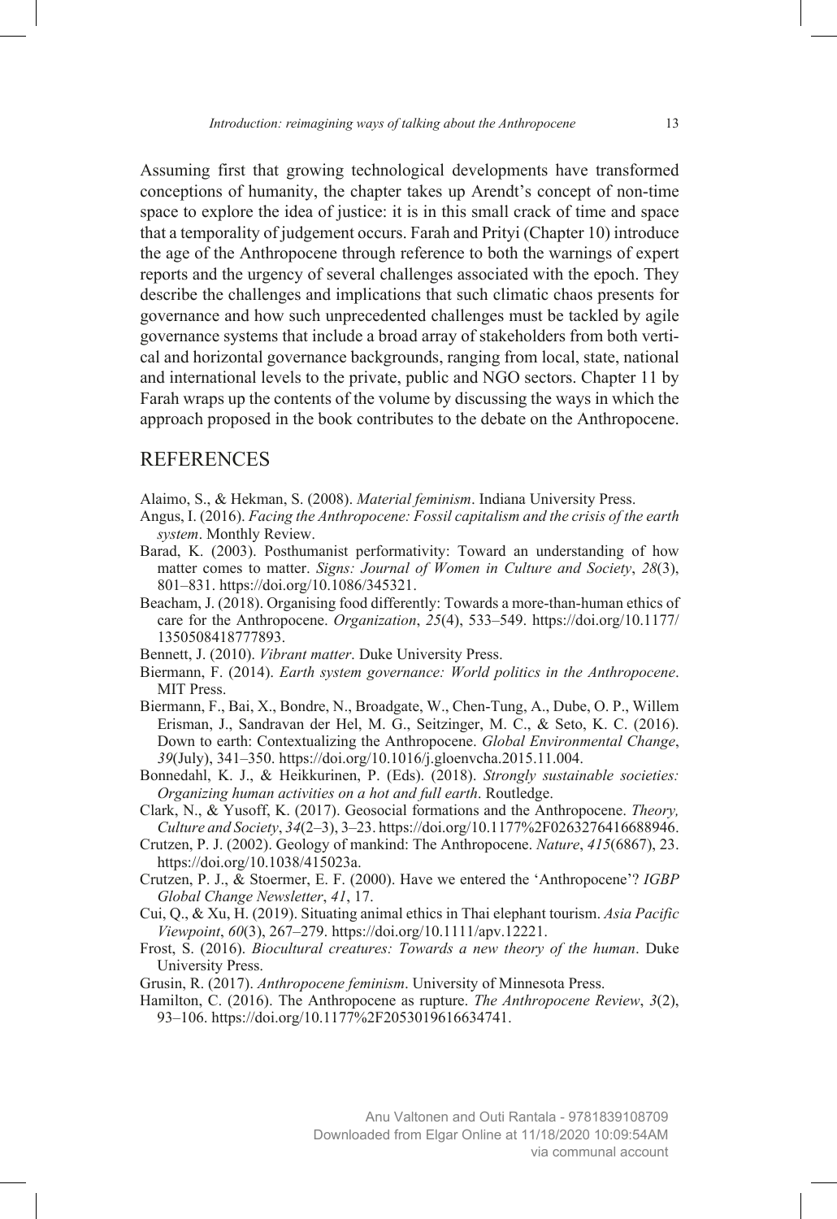Assuming first that growing technological developments have transformed conceptions of humanity, the chapter takes up Arendt's concept of non-time space to explore the idea of justice: it is in this small crack of time and space that a temporality of judgement occurs. Farah and Prityi (Chapter 10) introduce the age of the Anthropocene through reference to both the warnings of expert reports and the urgency of several challenges associated with the epoch. They describe the challenges and implications that such climatic chaos presents for governance and how such unprecedented challenges must be tackled by agile governance systems that include a broad array of stakeholders from both vertical and horizontal governance backgrounds, ranging from local, state, national and international levels to the private, public and NGO sectors. Chapter 11 by Farah wraps up the contents of the volume by discussing the ways in which the approach proposed in the book contributes to the debate on the Anthropocene.

## REFERENCES

Alaimo, S., & Hekman, S. (2008). *Material feminism*. Indiana University Press.

Angus, I. (2016). *Facing the Anthropocene: Fossil capitalism and the crisis of the earth system*. Monthly Review.

Barad, K. (2003). Posthumanist performativity: Toward an understanding of how matter comes to matter. *Signs: Journal of Women in Culture and Society*, *28*(3), 801–831. https://doi.org/10.1086/345321.

Beacham, J. (2018). Organising food differently: Towards a more-than-human ethics of care for the Anthropocene. *Organization*, *25*(4), 533–549. https://doi.org/10.1177/1350508418777893.

Bennett, J. (2010). *Vibrant matter*. Duke University Press.

Biermann, F. (2014). *Earth system governance: World politics in the Anthropocene*. MIT Press.

Biermann, F., Bai, X., Bondre, N., Broadgate, W., Chen-Tung, A., Dube, O. P., Willem Erisman, J., Sandravan der Hel, M. G., Seitzinger, M. C., & Seto, K. C. (2016). Down to earth: Contextualizing the Anthropocene. *Global Environmental Change*, *39*(July), 341–350. https://doi.org/10.1016/j.gloenvcha.2015.11.004.

Bonnedahl, K. J., & Heikkurinen, P. (Eds). (2018). *Strongly sustainable societies: Organizing human activities on a hot and full earth*. Routledge.

Clark, N., & Yusoff, K. (2017). Geosocial formations and the Anthropocene. *Theory, Culture and Society*, *34*(2–3), 3–23. https://doi.org/10.1177%2F0263276416688946.

Crutzen, P. J. (2002). Geology of mankind: The Anthropocene. *Nature*, *415*(6867), 23. https://doi.org/10.1038/415023a.

Crutzen, P. J., & Stoermer, E. F. (2000). Have we entered the 'Anthropocene'? *IGBP Global Change Newsletter*, *41*, 17.

Cui, Q., & Xu, H. (2019). Situating animal ethics in Thai elephant tourism. *Asia Pacific Viewpoint*, *60*(3), 267–279. https://doi.org/10.1111/apv.12221.

Frost, S. (2016). *Biocultural creatures: Towards a new theory of the human*. Duke University Press.

Grusin, R. (2017). *Anthropocene feminism*. University of Minnesota Press.

Hamilton, C. (2016). The Anthropocene as rupture. *The Anthropocene Review*, *3*(2), 93–106. https://doi.org/10.1177%2F2053019616634741.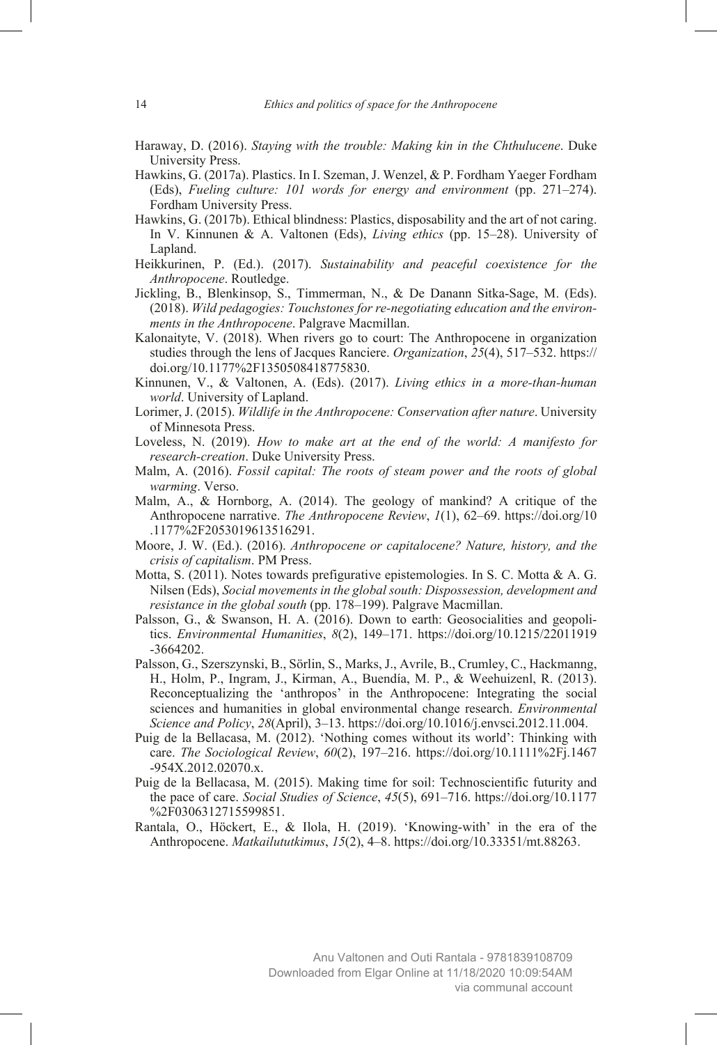Haraway, D. (2016). *Staying with the trouble: Making kin in the Chthulucene*. Duke University Press.

Hawkins, G. (2017a). Plastics. In I. Szeman, J. Wenzel, & P. Fordham Yaeger Fordham (Eds), *Fueling culture: 101 words for energy and environment* (pp. 271–274). Fordham University Press.

Hawkins, G. (2017b). Ethical blindness: Plastics, disposability and the art of not caring. In V. Kinnunen & A. Valtonen (Eds), *Living ethics* (pp. 15–28). University of Lapland.

Heikkurinen, P. (Ed.). (2017). *Sustainability and peaceful coexistence for the Anthropocene*. Routledge.

Jickling, B., Blenkinsop, S., Timmerman, N., & De Danann Sitka-Sage, M. (Eds). (2018). *Wild pedagogies: Touchstones for re-negotiating education and the environments in the Anthropocene*. Palgrave Macmillan.

Kalonaityte, V. (2018). When rivers go to court: The Anthropocene in organization studies through the lens of Jacques Ranciere. *Organization*, *25*(4), 517–532. https://doi.org/10.1177%2F1350508418775830.

Kinnunen, V., & Valtonen, A. (Eds). (2017). *Living ethics in a more-than-human world*. University of Lapland.

Lorimer, J. (2015). *Wildlife in the Anthropocene: Conservation after nature*. University of Minnesota Press.

Loveless, N. (2019). *How to make art at the end of the world: A manifesto for research-creation*. Duke University Press.

Malm, A. (2016). *Fossil capital: The roots of steam power and the roots of global warming*. Verso.

Malm, A., & Hornborg, A. (2014). The geology of mankind? A critique of the Anthropocene narrative. *The Anthropocene Review*, *1*(1), 62–69. https://doi.org/10.1177%2F2053019613516291.

Moore, J. W. (Ed.). (2016). *Anthropocene or capitalocene? Nature, history, and the crisis of capitalism*. PM Press.

Motta, S. (2011). Notes towards prefigurative epistemologies. In S. C. Motta & A. G. Nilsen (Eds), *Social movements in the global south: Dispossession, development and resistance in the global south* (pp. 178–199). Palgrave Macmillan.

Palsson, G., & Swanson, H. A. (2016). Down to earth: Geosocialities and geopolitics. *Environmental Humanities*, *8*(2), 149–171. https://doi.org/10.1215/22011919-3664202.

Palsson, G., Szerszynski, B., Sörlin, S., Marks, J., Avrile, B., Crumley, C., Hackmanng, H., Holm, P., Ingram, J., Kirman, A., Buendía, M. P., & Weehuizenl, R. (2013). Reconceptualizing the 'anthropos' in the Anthropocene: Integrating the social sciences and humanities in global environmental change research. *Environmental Science and Policy*, *28*(April), 3–13. https://doi.org/10.1016/j.envsci.2012.11.004.

Puig de la Bellacasa, M. (2012). 'Nothing comes without its world': Thinking with care. *The Sociological Review*, *60*(2), 197–216. https://doi.org/10.1111%2Fj.1467-954X.2012.02070.x.

Puig de la Bellacasa, M. (2015). Making time for soil: Technoscientific futurity and the pace of care. *Social Studies of Science*, *45*(5), 691–716. https://doi.org/10.1177%2F0306312715599851.

Rantala, O., Höckert, E., & Ilola, H. (2019). 'Knowing-with' in the era of the Anthropocene. *Matkailututkimus*, *15*(2), 4–8. https://doi.org/10.33351/mt.88263.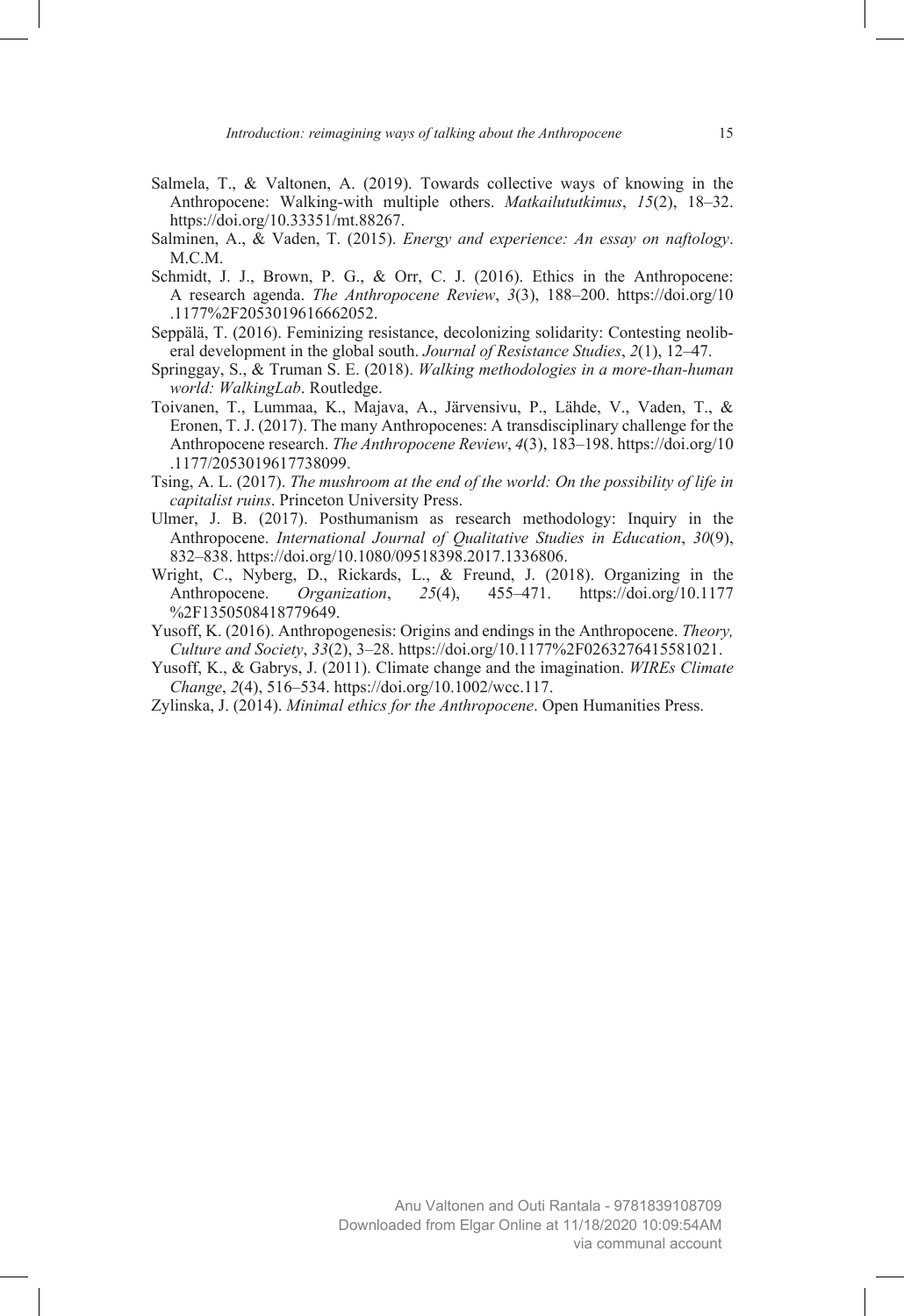Salmela, T., & Valtonen, A. (2019). Towards collective ways of knowing in the Anthropocene: Walking-with multiple others. *Matkailututkimus*, *15*(2), 18–32. https://doi.org/10.33351/mt.88267.

Salminen, A., & Vaden, T. (2015). *Energy and experience: An essay on naftology*. M.C.M.

Schmidt, J. J., Brown, P. G., & Orr, C. J. (2016). Ethics in the Anthropocene: A research agenda. *The Anthropocene Review*, *3*(3), 188–200. https://doi.org/10.1177%2F2053019616662052.

Seppälä, T. (2016). Feminizing resistance, decolonizing solidarity: Contesting neoliberal development in the global south. *Journal of Resistance Studies*, *2*(1), 12–47.

Springgay, S., & Truman S. E. (2018). *Walking methodologies in a more-than-human world: WalkingLab*. Routledge.

Toivanen, T., Lummaa, K., Majava, A., Järvensivu, P., Lähde, V., Vaden, T., & Eronen, T. J. (2017). The many Anthropocenes: A transdisciplinary challenge for the Anthropocene research. *The Anthropocene Review*, *4*(3), 183–198. https://doi.org/10.1177/2053019617738099.

Tsing, A. L. (2017). *The mushroom at the end of the world: On the possibility of life in capitalist ruins*. Princeton University Press.

Ulmer, J. B. (2017). Posthumanism as research methodology: Inquiry in the Anthropocene. *International Journal of Qualitative Studies in Education*, *30*(9), 832–838. https://doi.org/10.1080/09518398.2017.1336806.

Wright, C., Nyberg, D., Rickards, L., & Freund, J. (2018). Organizing in the Anthropocene. *Organization*, *25*(4), 455–471. https://doi.org/10.1177%2F1350508418779649.

Yusoff, K. (2016). Anthropogenesis: Origins and endings in the Anthropocene. *Theory, Culture and Society*, *33*(2), 3–28. https://doi.org/10.1177%2F0263276415581021.

Yusoff, K., & Gabrys, J. (2011). Climate change and the imagination. *WIREs Climate Change*, *2*(4), 516–534. https://doi.org/10.1002/wcc.117.

Zylinska, J. (2014). *Minimal ethics for the Anthropocene*. Open Humanities Press.